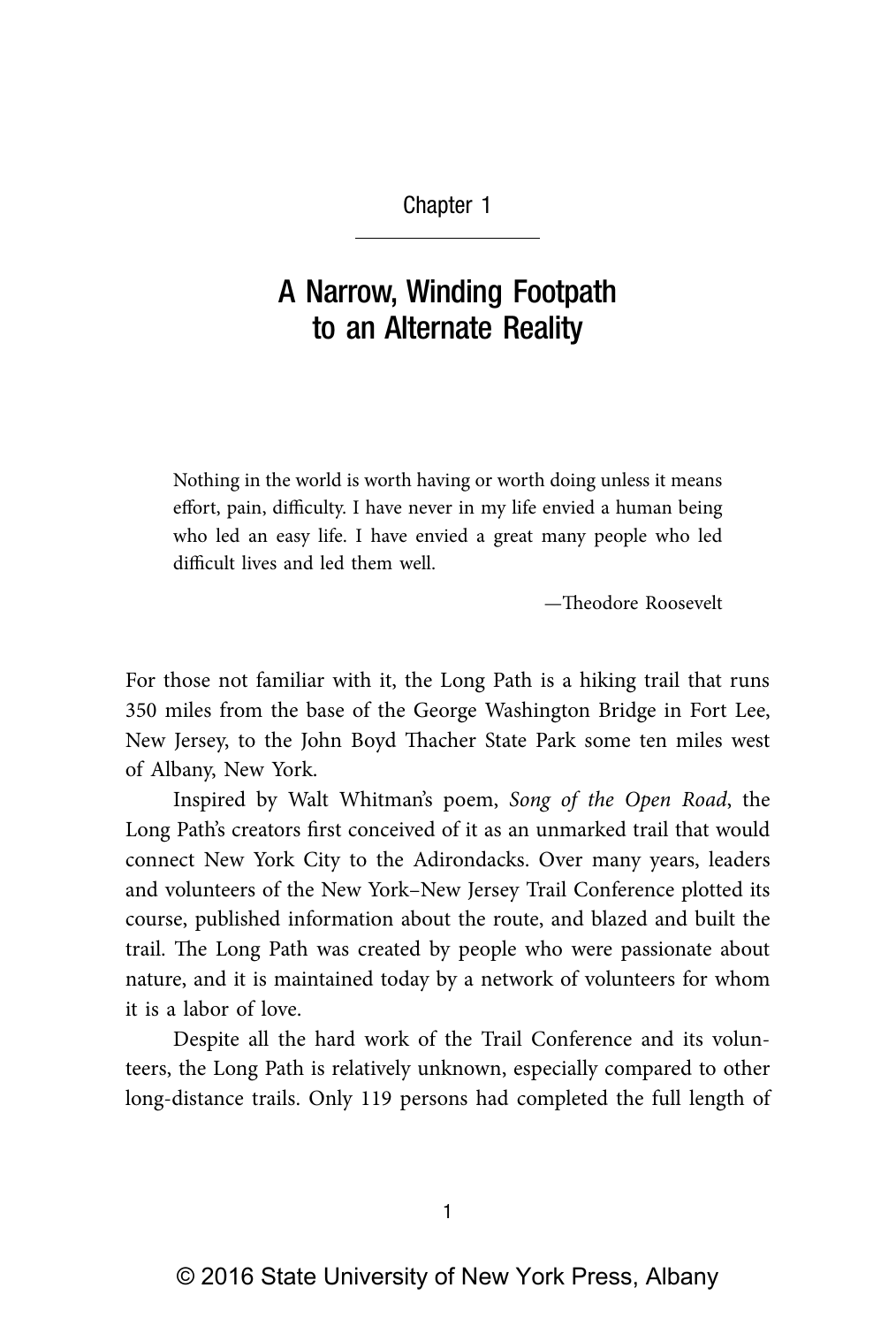Chapter 1

# A Narrow, Winding Footpath to an Alternate Reality

> Nothing in the world is worth having or worth doing unless it means effort, pain, difficulty. I have never in my life envied a human being who led an easy life. I have envied a great many people who led difficult lives and led them well.
>
> —Theodore Roosevelt

For those not familiar with it, the Long Path is a hiking trail that runs 350 miles from the base of the George Washington Bridge in Fort Lee, New Jersey, to the John Boyd Thacher State Park some ten miles west of Albany, New York.

Inspired by Walt Whitman's poem, *Song of the Open Road*, the Long Path's creators first conceived of it as an unmarked trail that would connect New York City to the Adirondacks. Over many years, leaders and volunteers of the New York–New Jersey Trail Conference plotted its course, published information about the route, and blazed and built the trail. The Long Path was created by people who were passionate about nature, and it is maintained today by a network of volunteers for whom it is a labor of love.

Despite all the hard work of the Trail Conference and its volunteers, the Long Path is relatively unknown, especially compared to other long-distance trails. Only 119 persons had completed the full length of

© 2016 State University of New York Press, Albany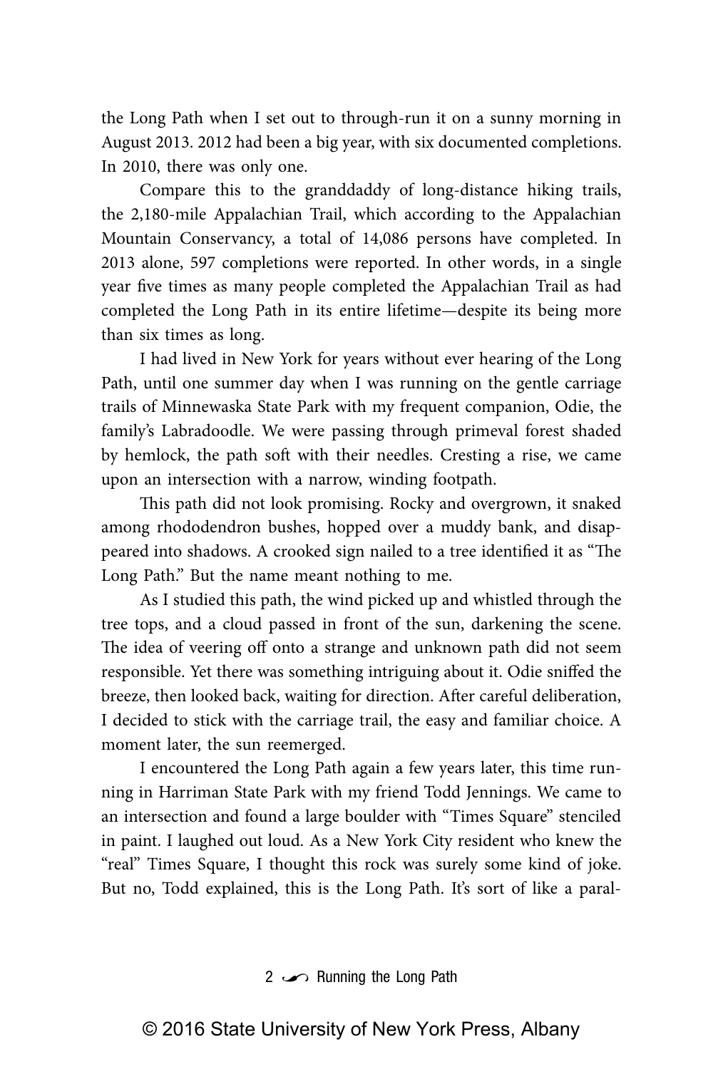the Long Path when I set out to through-run it on a sunny morning in August 2013. 2012 had been a big year, with six documented completions. In 2010, there was only one.

Compare this to the granddaddy of long-distance hiking trails, the 2,180-mile Appalachian Trail, which according to the Appalachian Mountain Conservancy, a total of 14,086 persons have completed. In 2013 alone, 597 completions were reported. In other words, in a single year five times as many people completed the Appalachian Trail as had completed the Long Path in its entire lifetime—despite its being more than six times as long.

I had lived in New York for years without ever hearing of the Long Path, until one summer day when I was running on the gentle carriage trails of Minnewaska State Park with my frequent companion, Odie, the family's Labradoodle. We were passing through primeval forest shaded by hemlock, the path soft with their needles. Cresting a rise, we came upon an intersection with a narrow, winding footpath.

This path did not look promising. Rocky and overgrown, it snaked among rhododendron bushes, hopped over a muddy bank, and disappeared into shadows. A crooked sign nailed to a tree identified it as "The Long Path." But the name meant nothing to me.

As I studied this path, the wind picked up and whistled through the tree tops, and a cloud passed in front of the sun, darkening the scene. The idea of veering off onto a strange and unknown path did not seem responsible. Yet there was something intriguing about it. Odie sniffed the breeze, then looked back, waiting for direction. After careful deliberation, I decided to stick with the carriage trail, the easy and familiar choice. A moment later, the sun reemerged.

I encountered the Long Path again a few years later, this time running in Harriman State Park with my friend Todd Jennings. We came to an intersection and found a large boulder with "Times Square" stenciled in paint. I laughed out loud. As a New York City resident who knew the "real" Times Square, I thought this rock was surely some kind of joke. But no, Todd explained, this is the Long Path. It's sort of like a paral-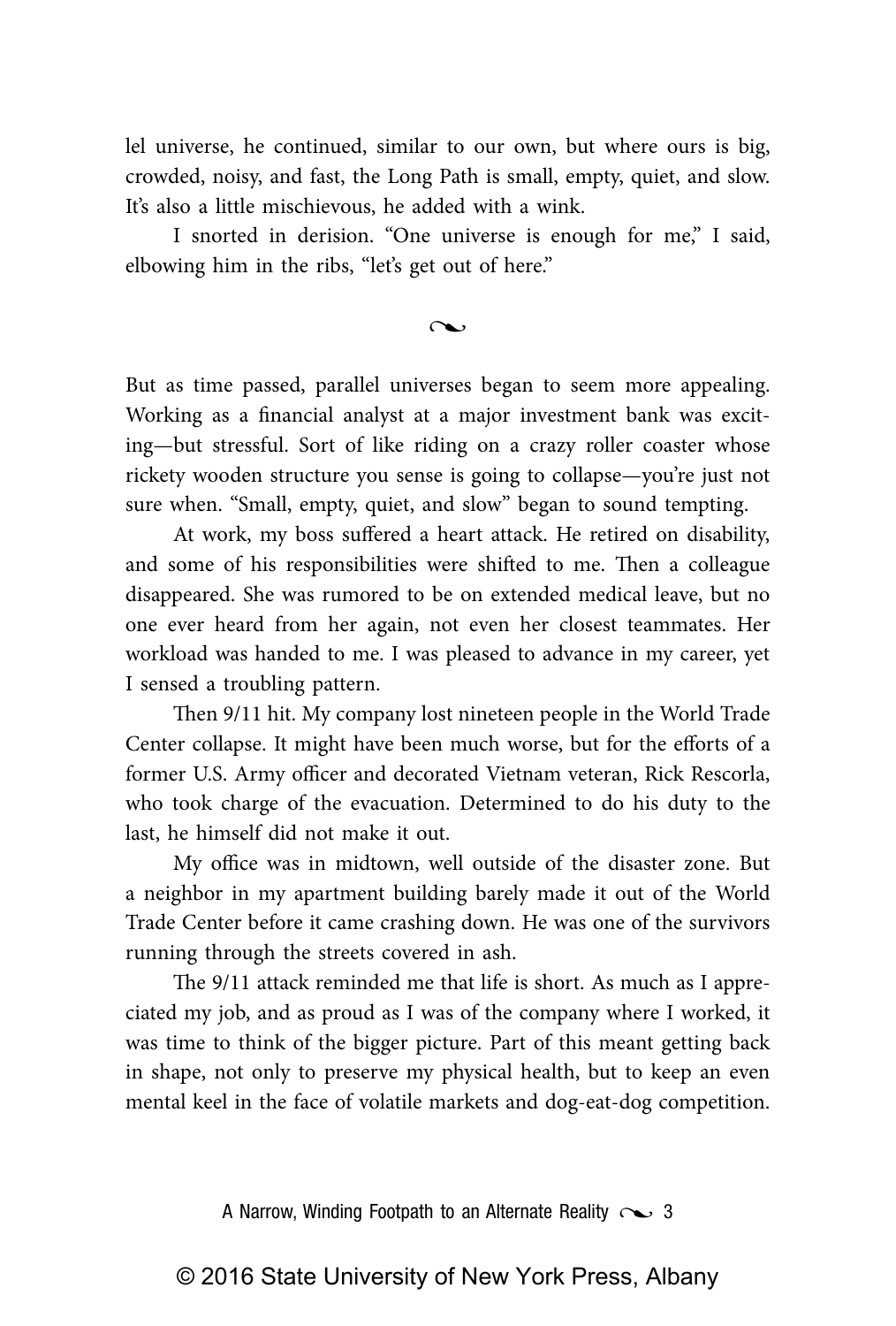lel universe, he continued, similar to our own, but where ours is big, crowded, noisy, and fast, the Long Path is small, empty, quiet, and slow. It's also a little mischievous, he added with a wink.

I snorted in derision. "One universe is enough for me," I said, elbowing him in the ribs, "let's get out of here."

~

But as time passed, parallel universes began to seem more appealing. Working as a financial analyst at a major investment bank was exciting—but stressful. Sort of like riding on a crazy roller coaster whose rickety wooden structure you sense is going to collapse—you're just not sure when. "Small, empty, quiet, and slow" began to sound tempting.

At work, my boss suffered a heart attack. He retired on disability, and some of his responsibilities were shifted to me. Then a colleague disappeared. She was rumored to be on extended medical leave, but no one ever heard from her again, not even her closest teammates. Her workload was handed to me. I was pleased to advance in my career, yet I sensed a troubling pattern.

Then 9/11 hit. My company lost nineteen people in the World Trade Center collapse. It might have been much worse, but for the efforts of a former U.S. Army officer and decorated Vietnam veteran, Rick Rescorla, who took charge of the evacuation. Determined to do his duty to the last, he himself did not make it out.

My office was in midtown, well outside of the disaster zone. But a neighbor in my apartment building barely made it out of the World Trade Center before it came crashing down. He was one of the survivors running through the streets covered in ash.

The 9/11 attack reminded me that life is short. As much as I appreciated my job, and as proud as I was of the company where I worked, it was time to think of the bigger picture. Part of this meant getting back in shape, not only to preserve my physical health, but to keep an even mental keel in the face of volatile markets and dog-eat-dog competition.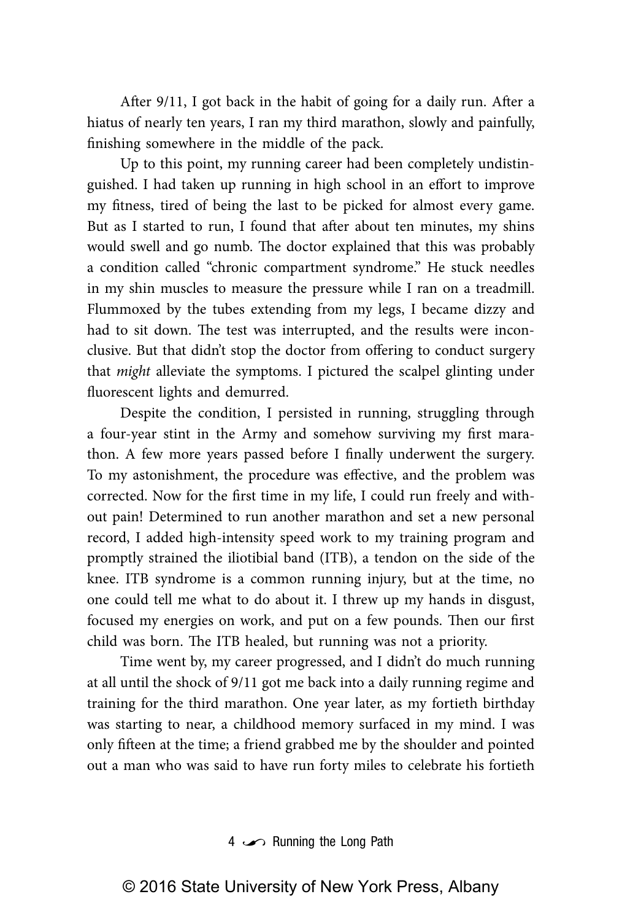After 9/11, I got back in the habit of going for a daily run. After a hiatus of nearly ten years, I ran my third marathon, slowly and painfully, finishing somewhere in the middle of the pack.

Up to this point, my running career had been completely undistinguished. I had taken up running in high school in an effort to improve my fitness, tired of being the last to be picked for almost every game. But as I started to run, I found that after about ten minutes, my shins would swell and go numb. The doctor explained that this was probably a condition called "chronic compartment syndrome." He stuck needles in my shin muscles to measure the pressure while I ran on a treadmill. Flummoxed by the tubes extending from my legs, I became dizzy and had to sit down. The test was interrupted, and the results were inconclusive. But that didn't stop the doctor from offering to conduct surgery that *might* alleviate the symptoms. I pictured the scalpel glinting under fluorescent lights and demurred.

Despite the condition, I persisted in running, struggling through a four-year stint in the Army and somehow surviving my first marathon. A few more years passed before I finally underwent the surgery. To my astonishment, the procedure was effective, and the problem was corrected. Now for the first time in my life, I could run freely and without pain! Determined to run another marathon and set a new personal record, I added high-intensity speed work to my training program and promptly strained the iliotibial band (ITB), a tendon on the side of the knee. ITB syndrome is a common running injury, but at the time, no one could tell me what to do about it. I threw up my hands in disgust, focused my energies on work, and put on a few pounds. Then our first child was born. The ITB healed, but running was not a priority.

Time went by, my career progressed, and I didn't do much running at all until the shock of 9/11 got me back into a daily running regime and training for the third marathon. One year later, as my fortieth birthday was starting to near, a childhood memory surfaced in my mind. I was only fifteen at the time; a friend grabbed me by the shoulder and pointed out a man who was said to have run forty miles to celebrate his fortieth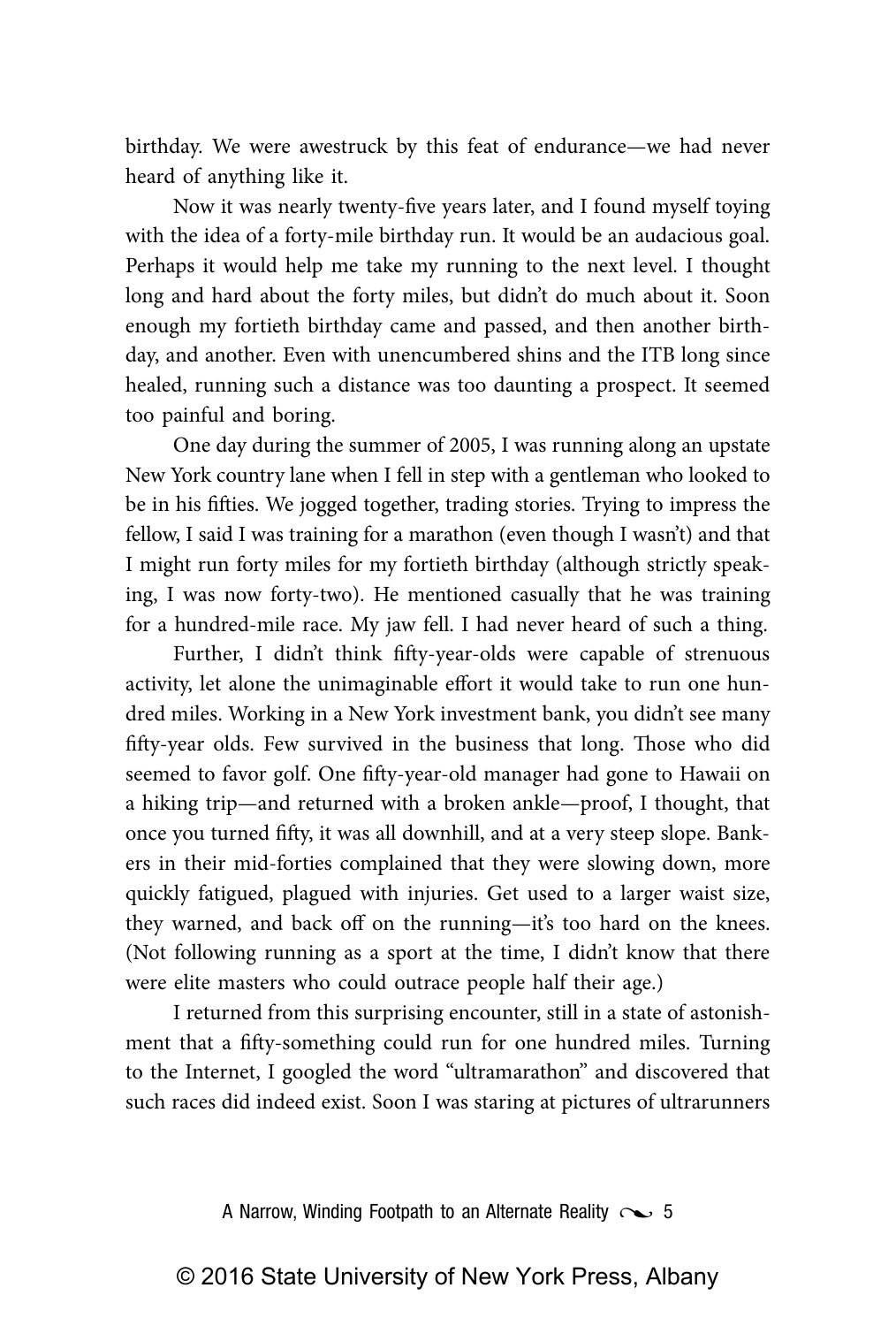birthday. We were awestruck by this feat of endurance—we had never heard of anything like it.

Now it was nearly twenty-five years later, and I found myself toying with the idea of a forty-mile birthday run. It would be an audacious goal. Perhaps it would help me take my running to the next level. I thought long and hard about the forty miles, but didn't do much about it. Soon enough my fortieth birthday came and passed, and then another birthday, and another. Even with unencumbered shins and the ITB long since healed, running such a distance was too daunting a prospect. It seemed too painful and boring.

One day during the summer of 2005, I was running along an upstate New York country lane when I fell in step with a gentleman who looked to be in his fifties. We jogged together, trading stories. Trying to impress the fellow, I said I was training for a marathon (even though I wasn't) and that I might run forty miles for my fortieth birthday (although strictly speaking, I was now forty-two). He mentioned casually that he was training for a hundred-mile race. My jaw fell. I had never heard of such a thing.

Further, I didn't think fifty-year-olds were capable of strenuous activity, let alone the unimaginable effort it would take to run one hundred miles. Working in a New York investment bank, you didn't see many fifty-year olds. Few survived in the business that long. Those who did seemed to favor golf. One fifty-year-old manager had gone to Hawaii on a hiking trip—and returned with a broken ankle—proof, I thought, that once you turned fifty, it was all downhill, and at a very steep slope. Bankers in their mid-forties complained that they were slowing down, more quickly fatigued, plagued with injuries. Get used to a larger waist size, they warned, and back off on the running—it's too hard on the knees. (Not following running as a sport at the time, I didn't know that there were elite masters who could outrace people half their age.)

I returned from this surprising encounter, still in a state of astonishment that a fifty-something could run for one hundred miles. Turning to the Internet, I googled the word "ultramarathon" and discovered that such races did indeed exist. Soon I was staring at pictures of ultrarunners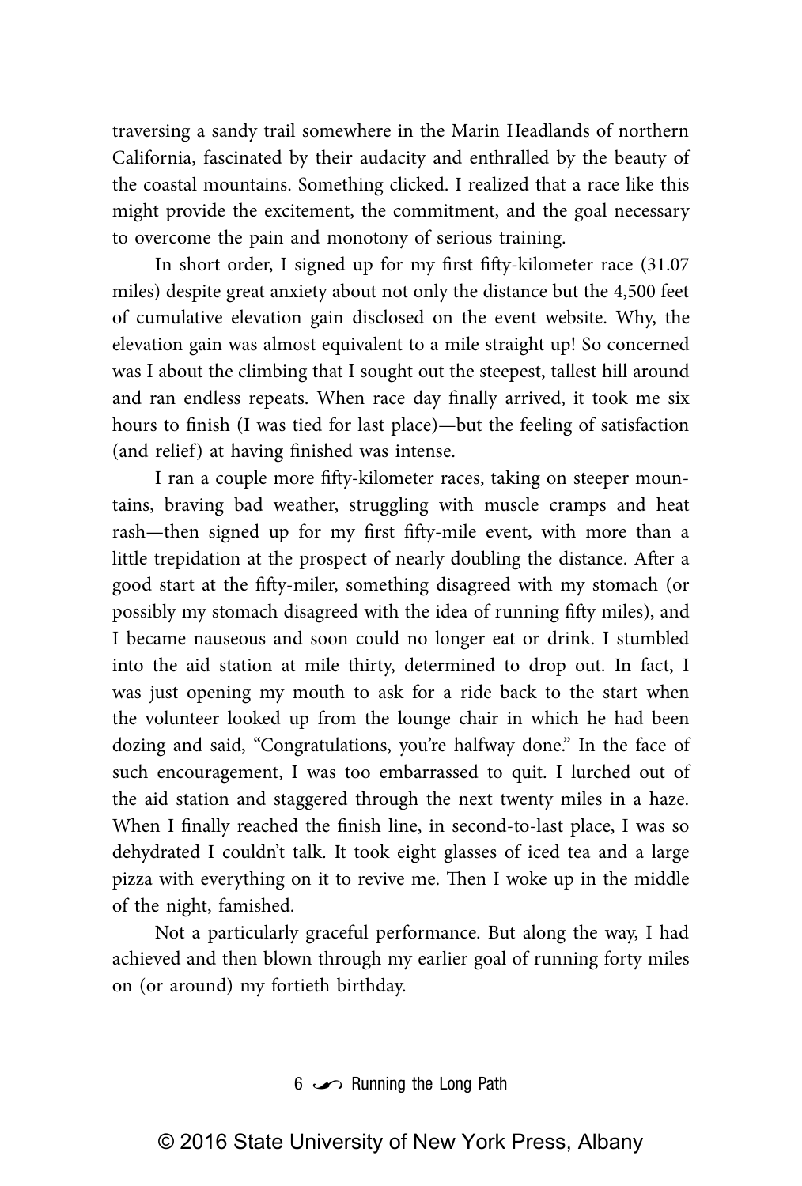traversing a sandy trail somewhere in the Marin Headlands of northern California, fascinated by their audacity and enthralled by the beauty of the coastal mountains. Something clicked. I realized that a race like this might provide the excitement, the commitment, and the goal necessary to overcome the pain and monotony of serious training.

In short order, I signed up for my first fifty-kilometer race (31.07 miles) despite great anxiety about not only the distance but the 4,500 feet of cumulative elevation gain disclosed on the event website. Why, the elevation gain was almost equivalent to a mile straight up! So concerned was I about the climbing that I sought out the steepest, tallest hill around and ran endless repeats. When race day finally arrived, it took me six hours to finish (I was tied for last place)—but the feeling of satisfaction (and relief) at having finished was intense.

I ran a couple more fifty-kilometer races, taking on steeper mountains, braving bad weather, struggling with muscle cramps and heat rash—then signed up for my first fifty-mile event, with more than a little trepidation at the prospect of nearly doubling the distance. After a good start at the fifty-miler, something disagreed with my stomach (or possibly my stomach disagreed with the idea of running fifty miles), and I became nauseous and soon could no longer eat or drink. I stumbled into the aid station at mile thirty, determined to drop out. In fact, I was just opening my mouth to ask for a ride back to the start when the volunteer looked up from the lounge chair in which he had been dozing and said, "Congratulations, you're halfway done." In the face of such encouragement, I was too embarrassed to quit. I lurched out of the aid station and staggered through the next twenty miles in a haze. When I finally reached the finish line, in second-to-last place, I was so dehydrated I couldn't talk. It took eight glasses of iced tea and a large pizza with everything on it to revive me. Then I woke up in the middle of the night, famished.

Not a particularly graceful performance. But along the way, I had achieved and then blown through my earlier goal of running forty miles on (or around) my fortieth birthday.

© 2016 State University of New York Press, Albany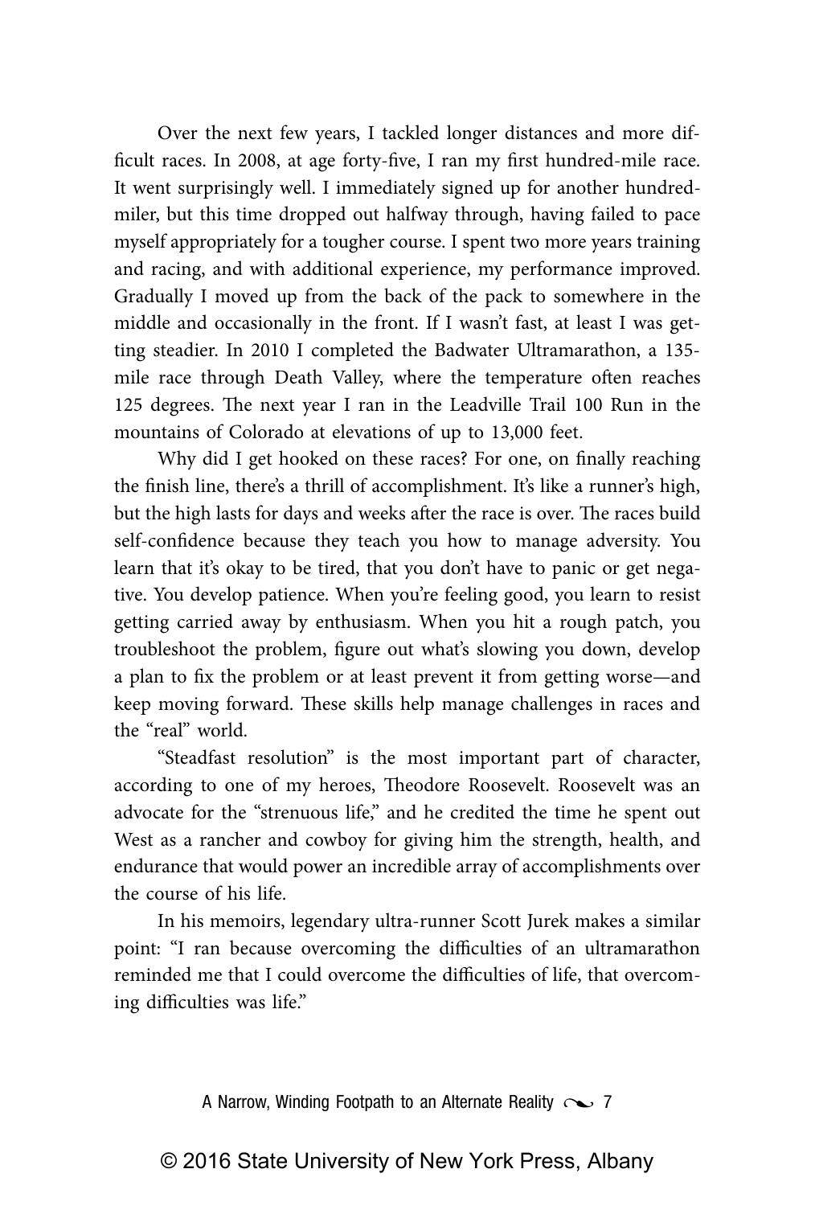Over the next few years, I tackled longer distances and more difficult races. In 2008, at age forty-five, I ran my first hundred-mile race. It went surprisingly well. I immediately signed up for another hundred-miler, but this time dropped out halfway through, having failed to pace myself appropriately for a tougher course. I spent two more years training and racing, and with additional experience, my performance improved. Gradually I moved up from the back of the pack to somewhere in the middle and occasionally in the front. If I wasn't fast, at least I was getting steadier. In 2010 I completed the Badwater Ultramarathon, a 135-mile race through Death Valley, where the temperature often reaches 125 degrees. The next year I ran in the Leadville Trail 100 Run in the mountains of Colorado at elevations of up to 13,000 feet.

Why did I get hooked on these races? For one, on finally reaching the finish line, there's a thrill of accomplishment. It's like a runner's high, but the high lasts for days and weeks after the race is over. The races build self-confidence because they teach you how to manage adversity. You learn that it's okay to be tired, that you don't have to panic or get negative. You develop patience. When you're feeling good, you learn to resist getting carried away by enthusiasm. When you hit a rough patch, you troubleshoot the problem, figure out what's slowing you down, develop a plan to fix the problem or at least prevent it from getting worse—and keep moving forward. These skills help manage challenges in races and the "real" world.

"Steadfast resolution" is the most important part of character, according to one of my heroes, Theodore Roosevelt. Roosevelt was an advocate for the "strenuous life," and he credited the time he spent out West as a rancher and cowboy for giving him the strength, health, and endurance that would power an incredible array of accomplishments over the course of his life.

In his memoirs, legendary ultra-runner Scott Jurek makes a similar point: "I ran because overcoming the difficulties of an ultramarathon reminded me that I could overcome the difficulties of life, that overcoming difficulties was life."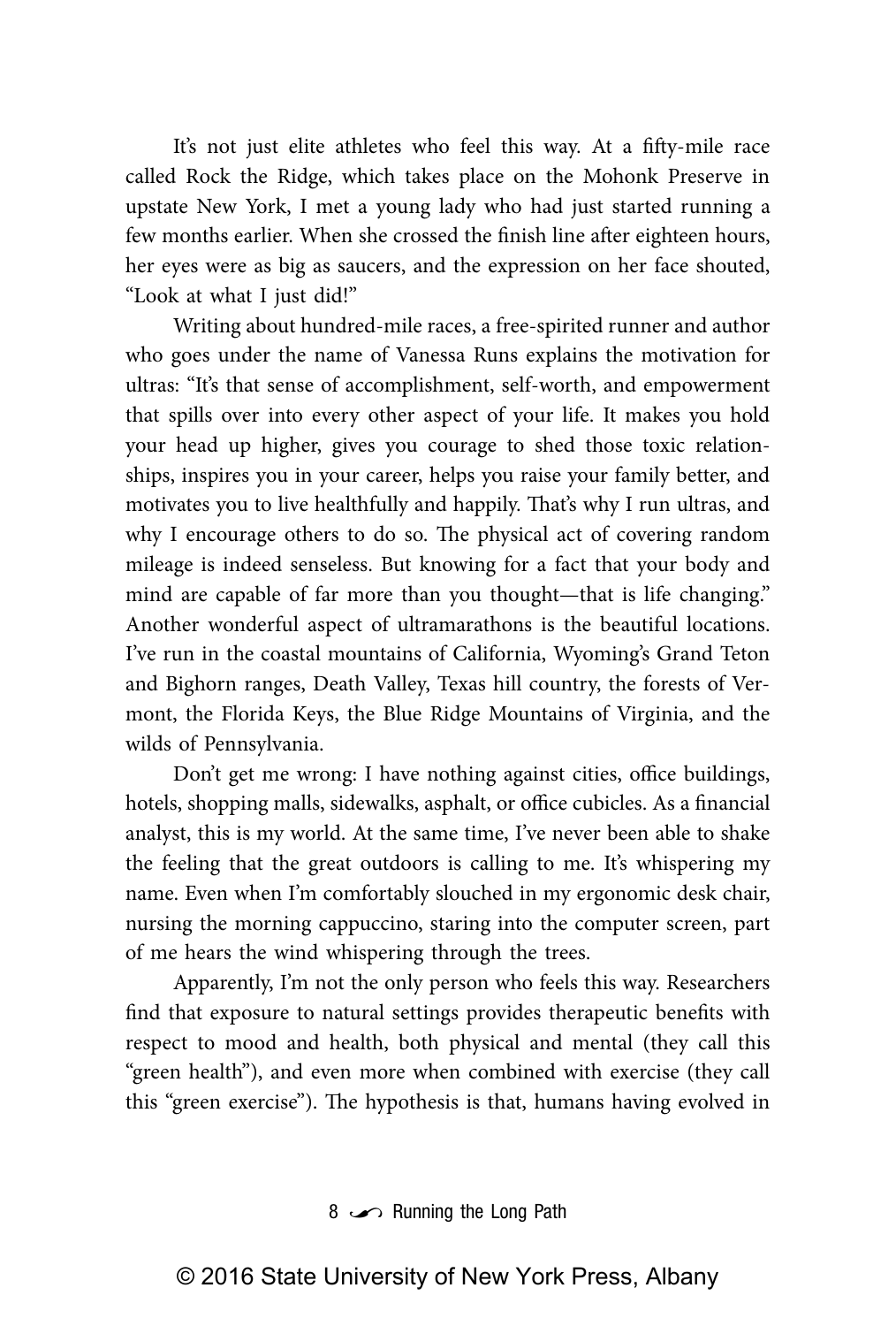It's not just elite athletes who feel this way. At a fifty-mile race called Rock the Ridge, which takes place on the Mohonk Preserve in upstate New York, I met a young lady who had just started running a few months earlier. When she crossed the finish line after eighteen hours, her eyes were as big as saucers, and the expression on her face shouted, "Look at what I just did!"

Writing about hundred-mile races, a free-spirited runner and author who goes under the name of Vanessa Runs explains the motivation for ultras: "It's that sense of accomplishment, self-worth, and empowerment that spills over into every other aspect of your life. It makes you hold your head up higher, gives you courage to shed those toxic relationships, inspires you in your career, helps you raise your family better, and motivates you to live healthfully and happily. That's why I run ultras, and why I encourage others to do so. The physical act of covering random mileage is indeed senseless. But knowing for a fact that your body and mind are capable of far more than you thought—that is life changing." Another wonderful aspect of ultramarathons is the beautiful locations. I've run in the coastal mountains of California, Wyoming's Grand Teton and Bighorn ranges, Death Valley, Texas hill country, the forests of Vermont, the Florida Keys, the Blue Ridge Mountains of Virginia, and the wilds of Pennsylvania.

Don't get me wrong: I have nothing against cities, office buildings, hotels, shopping malls, sidewalks, asphalt, or office cubicles. As a financial analyst, this is my world. At the same time, I've never been able to shake the feeling that the great outdoors is calling to me. It's whispering my name. Even when I'm comfortably slouched in my ergonomic desk chair, nursing the morning cappuccino, staring into the computer screen, part of me hears the wind whispering through the trees.

Apparently, I'm not the only person who feels this way. Researchers find that exposure to natural settings provides therapeutic benefits with respect to mood and health, both physical and mental (they call this "green health"), and even more when combined with exercise (they call this "green exercise"). The hypothesis is that, humans having evolved in

© 2016 State University of New York Press, Albany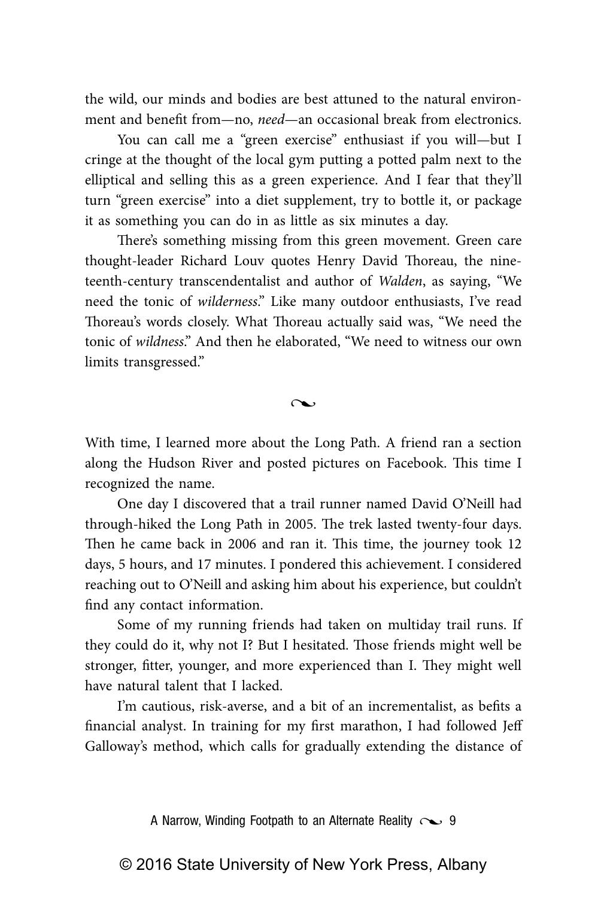the wild, our minds and bodies are best attuned to the natural environment and benefit from—no, *need*—an occasional break from electronics.

You can call me a "green exercise" enthusiast if you will—but I cringe at the thought of the local gym putting a potted palm next to the elliptical and selling this as a green experience. And I fear that they'll turn "green exercise" into a diet supplement, try to bottle it, or package it as something you can do in as little as six minutes a day.

There's something missing from this green movement. Green care thought-leader Richard Louv quotes Henry David Thoreau, the nineteenth-century transcendentalist and author of *Walden*, as saying, "We need the tonic of *wilderness*." Like many outdoor enthusiasts, I've read Thoreau's words closely. What Thoreau actually said was, "We need the tonic of *wildness*." And then he elaborated, "We need to witness our own limits transgressed."

~

With time, I learned more about the Long Path. A friend ran a section along the Hudson River and posted pictures on Facebook. This time I recognized the name.

One day I discovered that a trail runner named David O'Neill had through-hiked the Long Path in 2005. The trek lasted twenty-four days. Then he came back in 2006 and ran it. This time, the journey took 12 days, 5 hours, and 17 minutes. I pondered this achievement. I considered reaching out to O'Neill and asking him about his experience, but couldn't find any contact information.

Some of my running friends had taken on multiday trail runs. If they could do it, why not I? But I hesitated. Those friends might well be stronger, fitter, younger, and more experienced than I. They might well have natural talent that I lacked.

I'm cautious, risk-averse, and a bit of an incrementalist, as befits a financial analyst. In training for my first marathon, I had followed Jeff Galloway's method, which calls for gradually extending the distance of

© 2016 State University of New York Press, Albany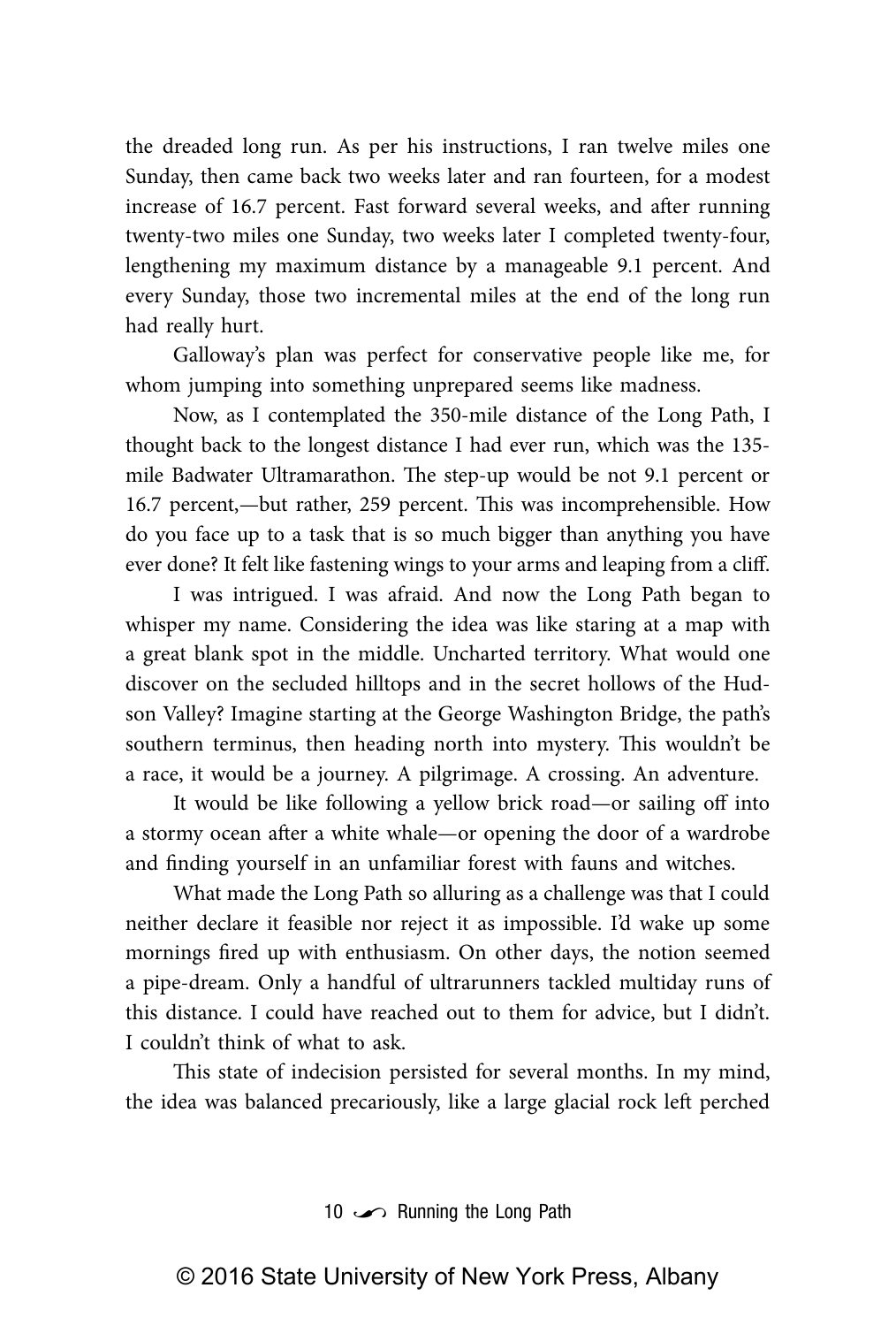the dreaded long run. As per his instructions, I ran twelve miles one Sunday, then came back two weeks later and ran fourteen, for a modest increase of 16.7 percent. Fast forward several weeks, and after running twenty-two miles one Sunday, two weeks later I completed twenty-four, lengthening my maximum distance by a manageable 9.1 percent. And every Sunday, those two incremental miles at the end of the long run had really hurt.

Galloway's plan was perfect for conservative people like me, for whom jumping into something unprepared seems like madness.

Now, as I contemplated the 350-mile distance of the Long Path, I thought back to the longest distance I had ever run, which was the 135-mile Badwater Ultramarathon. The step-up would be not 9.1 percent or 16.7 percent,—but rather, 259 percent. This was incomprehensible. How do you face up to a task that is so much bigger than anything you have ever done? It felt like fastening wings to your arms and leaping from a cliff.

I was intrigued. I was afraid. And now the Long Path began to whisper my name. Considering the idea was like staring at a map with a great blank spot in the middle. Uncharted territory. What would one discover on the secluded hilltops and in the secret hollows of the Hudson Valley? Imagine starting at the George Washington Bridge, the path's southern terminus, then heading north into mystery. This wouldn't be a race, it would be a journey. A pilgrimage. A crossing. An adventure.

It would be like following a yellow brick road—or sailing off into a stormy ocean after a white whale—or opening the door of a wardrobe and finding yourself in an unfamiliar forest with fauns and witches.

What made the Long Path so alluring as a challenge was that I could neither declare it feasible nor reject it as impossible. I'd wake up some mornings fired up with enthusiasm. On other days, the notion seemed a pipe-dream. Only a handful of ultrarunners tackled multiday runs of this distance. I could have reached out to them for advice, but I didn't. I couldn't think of what to ask.

This state of indecision persisted for several months. In my mind, the idea was balanced precariously, like a large glacial rock left perched

© 2016 State University of New York Press, Albany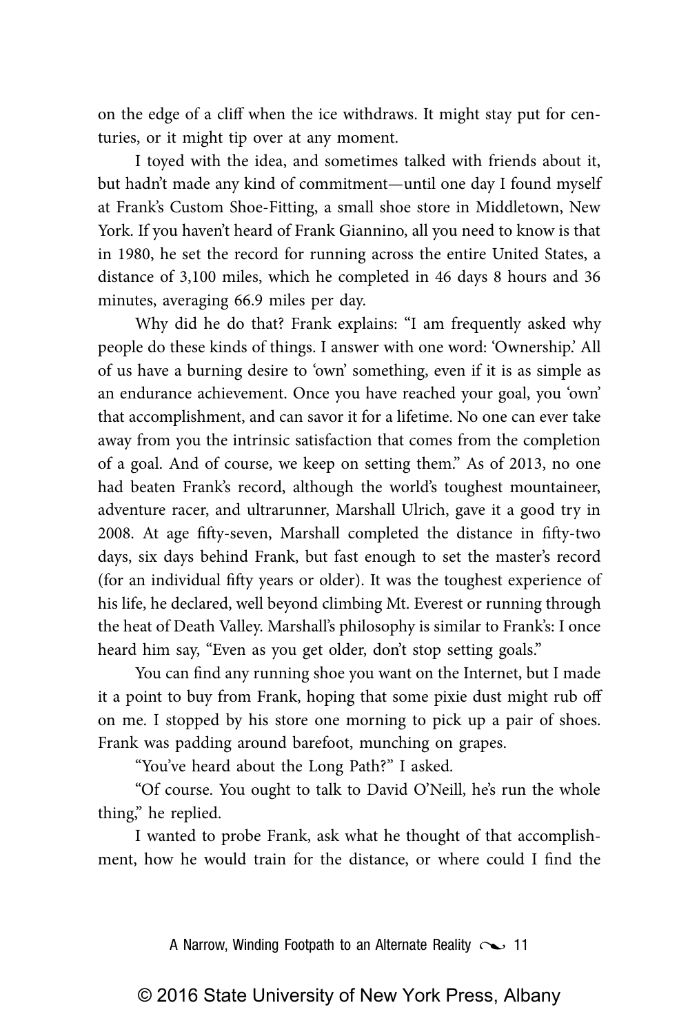on the edge of a cliff when the ice withdraws. It might stay put for centuries, or it might tip over at any moment.

I toyed with the idea, and sometimes talked with friends about it, but hadn't made any kind of commitment—until one day I found myself at Frank's Custom Shoe-Fitting, a small shoe store in Middletown, New York. If you haven't heard of Frank Giannino, all you need to know is that in 1980, he set the record for running across the entire United States, a distance of 3,100 miles, which he completed in 46 days 8 hours and 36 minutes, averaging 66.9 miles per day.

Why did he do that? Frank explains: "I am frequently asked why people do these kinds of things. I answer with one word: 'Ownership.' All of us have a burning desire to 'own' something, even if it is as simple as an endurance achievement. Once you have reached your goal, you 'own' that accomplishment, and can savor it for a lifetime. No one can ever take away from you the intrinsic satisfaction that comes from the completion of a goal. And of course, we keep on setting them." As of 2013, no one had beaten Frank's record, although the world's toughest mountaineer, adventure racer, and ultrarunner, Marshall Ulrich, gave it a good try in 2008. At age fifty-seven, Marshall completed the distance in fifty-two days, six days behind Frank, but fast enough to set the master's record (for an individual fifty years or older). It was the toughest experience of his life, he declared, well beyond climbing Mt. Everest or running through the heat of Death Valley. Marshall's philosophy is similar to Frank's: I once heard him say, "Even as you get older, don't stop setting goals."

You can find any running shoe you want on the Internet, but I made it a point to buy from Frank, hoping that some pixie dust might rub off on me. I stopped by his store one morning to pick up a pair of shoes. Frank was padding around barefoot, munching on grapes.

"You've heard about the Long Path?" I asked.

"Of course. You ought to talk to David O'Neill, he's run the whole thing," he replied.

I wanted to probe Frank, ask what he thought of that accomplishment, how he would train for the distance, or where could I find the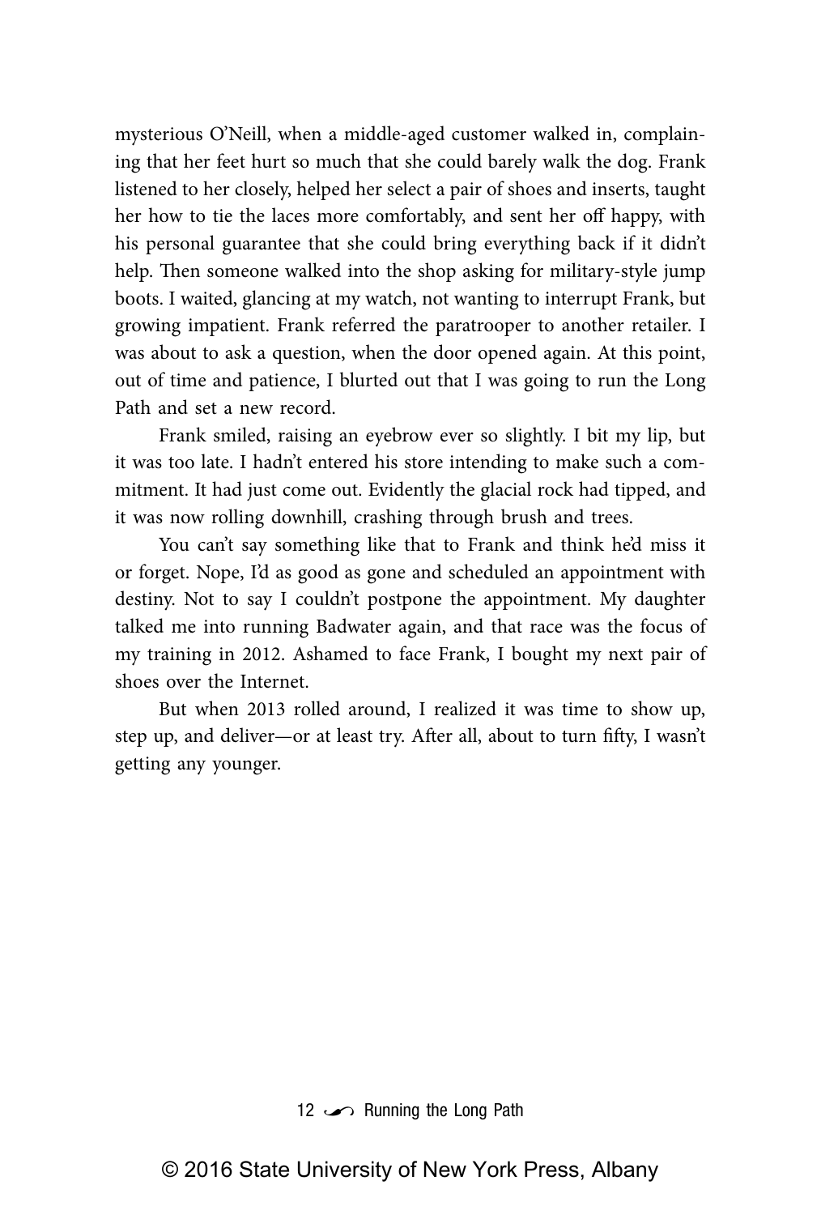mysterious O'Neill, when a middle-aged customer walked in, complaining that her feet hurt so much that she could barely walk the dog. Frank listened to her closely, helped her select a pair of shoes and inserts, taught her how to tie the laces more comfortably, and sent her off happy, with his personal guarantee that she could bring everything back if it didn't help. Then someone walked into the shop asking for military-style jump boots. I waited, glancing at my watch, not wanting to interrupt Frank, but growing impatient. Frank referred the paratrooper to another retailer. I was about to ask a question, when the door opened again. At this point, out of time and patience, I blurted out that I was going to run the Long Path and set a new record.

Frank smiled, raising an eyebrow ever so slightly. I bit my lip, but it was too late. I hadn't entered his store intending to make such a commitment. It had just come out. Evidently the glacial rock had tipped, and it was now rolling downhill, crashing through brush and trees.

You can't say something like that to Frank and think he'd miss it or forget. Nope, I'd as good as gone and scheduled an appointment with destiny. Not to say I couldn't postpone the appointment. My daughter talked me into running Badwater again, and that race was the focus of my training in 2012. Ashamed to face Frank, I bought my next pair of shoes over the Internet.

But when 2013 rolled around, I realized it was time to show up, step up, and deliver—or at least try. After all, about to turn fifty, I wasn't getting any younger.

© 2016 State University of New York Press, Albany